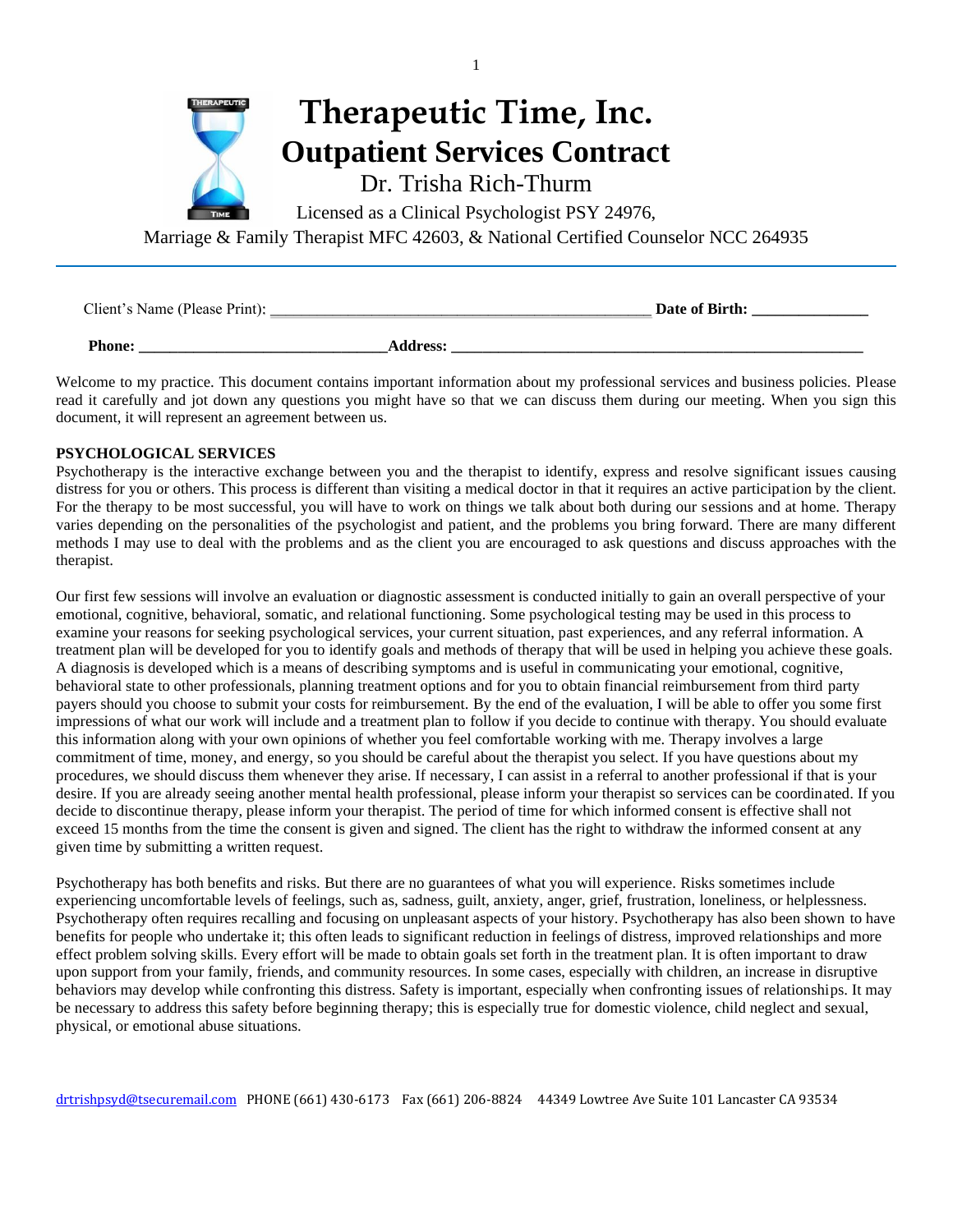# Therapeutic Time, Inc.
## Outpatient Services Contract

Dr. Trisha Rich-Thurm

Licensed as a Clinical Psychologist PSY 24976,
Marriage & Family Therapist MFC 42603, & National Certified Counselor NCC 264935

---

Client's Name (Please Print): ________________________________________________ **Date of Birth: _______________**

**Phone: _______________________________ Address: ____________________________________________________**

Welcome to my practice. This document contains important information about my professional services and business policies. Please read it carefully and jot down any questions you might have so that we can discuss them during our meeting. When you sign this document, it will represent an agreement between us.

**PSYCHOLOGICAL SERVICES**

Psychotherapy is the interactive exchange between you and the therapist to identify, express and resolve significant issues causing distress for you or others. This process is different than visiting a medical doctor in that it requires an active participation by the client. For the therapy to be most successful, you will have to work on things we talk about both during our sessions and at home. Therapy varies depending on the personalities of the psychologist and patient, and the problems you bring forward. There are many different methods I may use to deal with the problems and as the client you are encouraged to ask questions and discuss approaches with the therapist.

Our first few sessions will involve an evaluation or diagnostic assessment is conducted initially to gain an overall perspective of your emotional, cognitive, behavioral, somatic, and relational functioning. Some psychological testing may be used in this process to examine your reasons for seeking psychological services, your current situation, past experiences, and any referral information. A treatment plan will be developed for you to identify goals and methods of therapy that will be used in helping you achieve these goals. A diagnosis is developed which is a means of describing symptoms and is useful in communicating your emotional, cognitive, behavioral state to other professionals, planning treatment options and for you to obtain financial reimbursement from third party payers should you choose to submit your costs for reimbursement. By the end of the evaluation, I will be able to offer you some first impressions of what our work will include and a treatment plan to follow if you decide to continue with therapy. You should evaluate this information along with your own opinions of whether you feel comfortable working with me. Therapy involves a large commitment of time, money, and energy, so you should be careful about the therapist you select. If you have questions about my procedures, we should discuss them whenever they arise. If necessary, I can assist in a referral to another professional if that is your desire. If you are already seeing another mental health professional, please inform your therapist so services can be coordinated. If you decide to discontinue therapy, please inform your therapist. The period of time for which informed consent is effective shall not exceed 15 months from the time the consent is given and signed. The client has the right to withdraw the informed consent at any given time by submitting a written request.

Psychotherapy has both benefits and risks. But there are no guarantees of what you will experience. Risks sometimes include experiencing uncomfortable levels of feelings, such as, sadness, guilt, anxiety, anger, grief, frustration, loneliness, or helplessness. Psychotherapy often requires recalling and focusing on unpleasant aspects of your history. Psychotherapy has also been shown to have benefits for people who undertake it; this often leads to significant reduction in feelings of distress, improved relationships and more effect problem solving skills. Every effort will be made to obtain goals set forth in the treatment plan. It is often important to draw upon support from your family, friends, and community resources. In some cases, especially with children, an increase in disruptive behaviors may develop while confronting this distress. Safety is important, especially when confronting issues of relationships. It may be necessary to address this safety before beginning therapy; this is especially true for domestic violence, child neglect and sexual, physical, or emotional abuse situations.

drtrishpsyd@tsecuremail.com PHONE (661) 430-6173 Fax (661) 206-8824 44349 Lowtree Ave Suite 101 Lancaster CA 93534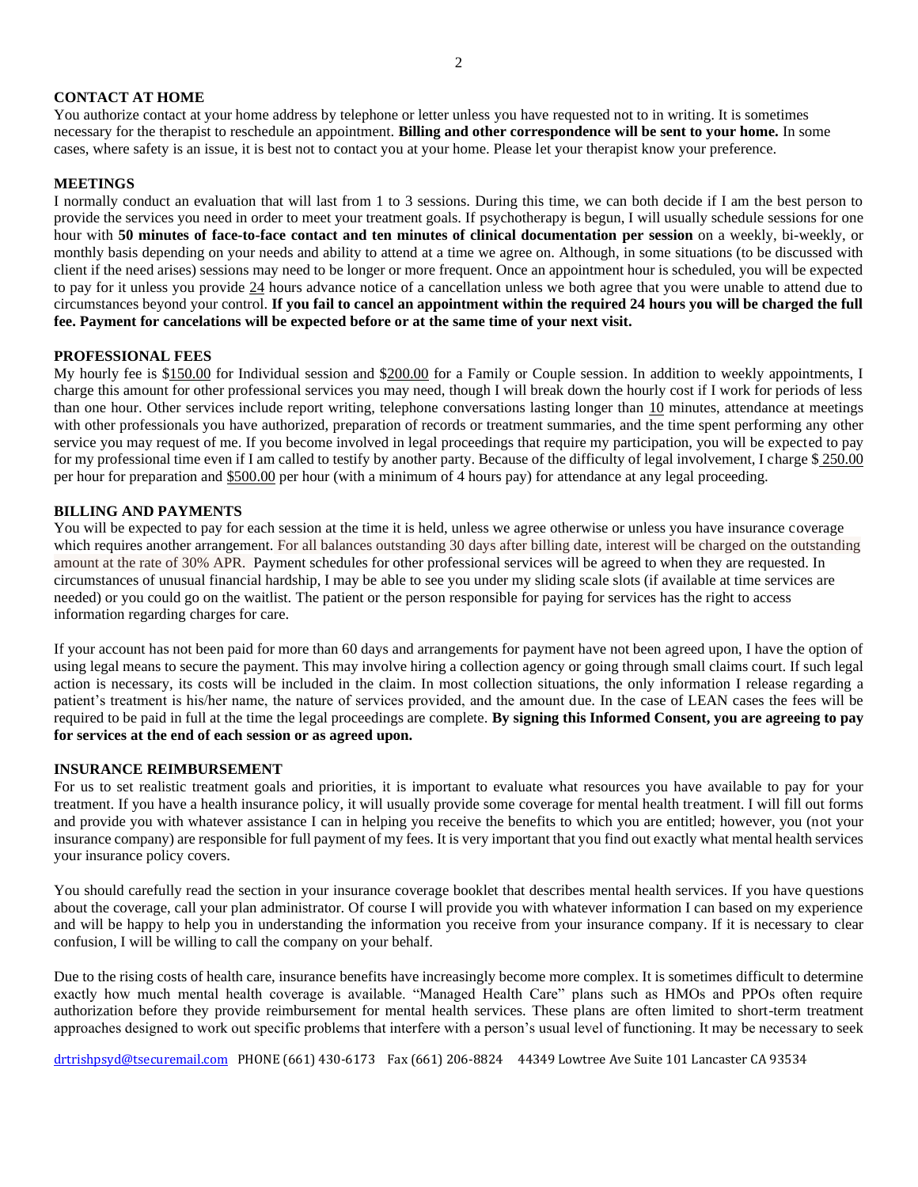**CONTACT AT HOME**

You authorize contact at your home address by telephone or letter unless you have requested not to in writing. It is sometimes necessary for the therapist to reschedule an appointment. **Billing and other correspondence will be sent to your home.** In some cases, where safety is an issue, it is best not to contact you at your home. Please let your therapist know your preference.

**MEETINGS**

I normally conduct an evaluation that will last from 1 to 3 sessions. During this time, we can both decide if I am the best person to provide the services you need in order to meet your treatment goals. If psychotherapy is begun, I will usually schedule sessions for one hour with **50 minutes of face-to-face contact and ten minutes of clinical documentation per session** on a weekly, bi-weekly, or monthly basis depending on your needs and ability to attend at a time we agree on. Although, in some situations (to be discussed with client if the need arises) sessions may need to be longer or more frequent. Once an appointment hour is scheduled, you will be expected to pay for it unless you provide 24 hours advance notice of a cancellation unless we both agree that you were unable to attend due to circumstances beyond your control. **If you fail to cancel an appointment within the required 24 hours you will be charged the full fee. Payment for cancelations will be expected before or at the same time of your next visit.**

**PROFESSIONAL FEES**

My hourly fee is $150.00 for Individual session and $200.00 for a Family or Couple session. In addition to weekly appointments, I charge this amount for other professional services you may need, though I will break down the hourly cost if I work for periods of less than one hour. Other services include report writing, telephone conversations lasting longer than 10 minutes, attendance at meetings with other professionals you have authorized, preparation of records or treatment summaries, and the time spent performing any other service you may request of me. If you become involved in legal proceedings that require my participation, you will be expected to pay for my professional time even if I am called to testify by another party. Because of the difficulty of legal involvement, I charge $ 250.00 per hour for preparation and $500.00 per hour (with a minimum of 4 hours pay) for attendance at any legal proceeding.

**BILLING AND PAYMENTS**

You will be expected to pay for each session at the time it is held, unless we agree otherwise or unless you have insurance coverage which requires another arrangement. For all balances outstanding 30 days after billing date, interest will be charged on the outstanding amount at the rate of 30% APR. Payment schedules for other professional services will be agreed to when they are requested. In circumstances of unusual financial hardship, I may be able to see you under my sliding scale slots (if available at time services are needed) or you could go on the waitlist. The patient or the person responsible for paying for services has the right to access information regarding charges for care.

If your account has not been paid for more than 60 days and arrangements for payment have not been agreed upon, I have the option of using legal means to secure the payment. This may involve hiring a collection agency or going through small claims court. If such legal action is necessary, its costs will be included in the claim. In most collection situations, the only information I release regarding a patient's treatment is his/her name, the nature of services provided, and the amount due. In the case of LEAN cases the fees will be required to be paid in full at the time the legal proceedings are complete. **By signing this Informed Consent, you are agreeing to pay for services at the end of each session or as agreed upon.**

**INSURANCE REIMBURSEMENT**

For us to set realistic treatment goals and priorities, it is important to evaluate what resources you have available to pay for your treatment. If you have a health insurance policy, it will usually provide some coverage for mental health treatment. I will fill out forms and provide you with whatever assistance I can in helping you receive the benefits to which you are entitled; however, you (not your insurance company) are responsible for full payment of my fees. It is very important that you find out exactly what mental health services your insurance policy covers.

You should carefully read the section in your insurance coverage booklet that describes mental health services. If you have questions about the coverage, call your plan administrator. Of course I will provide you with whatever information I can based on my experience and will be happy to help you in understanding the information you receive from your insurance company. If it is necessary to clear confusion, I will be willing to call the company on your behalf.

Due to the rising costs of health care, insurance benefits have increasingly become more complex. It is sometimes difficult to determine exactly how much mental health coverage is available. "Managed Health Care" plans such as HMOs and PPOs often require authorization before they provide reimbursement for mental health services. These plans are often limited to short-term treatment approaches designed to work out specific problems that interfere with a person's usual level of functioning. It may be necessary to seek

drtrishpsyd@tsecuremail.com PHONE (661) 430-6173 Fax (661) 206-8824 44349 Lowtree Ave Suite 101 Lancaster CA 93534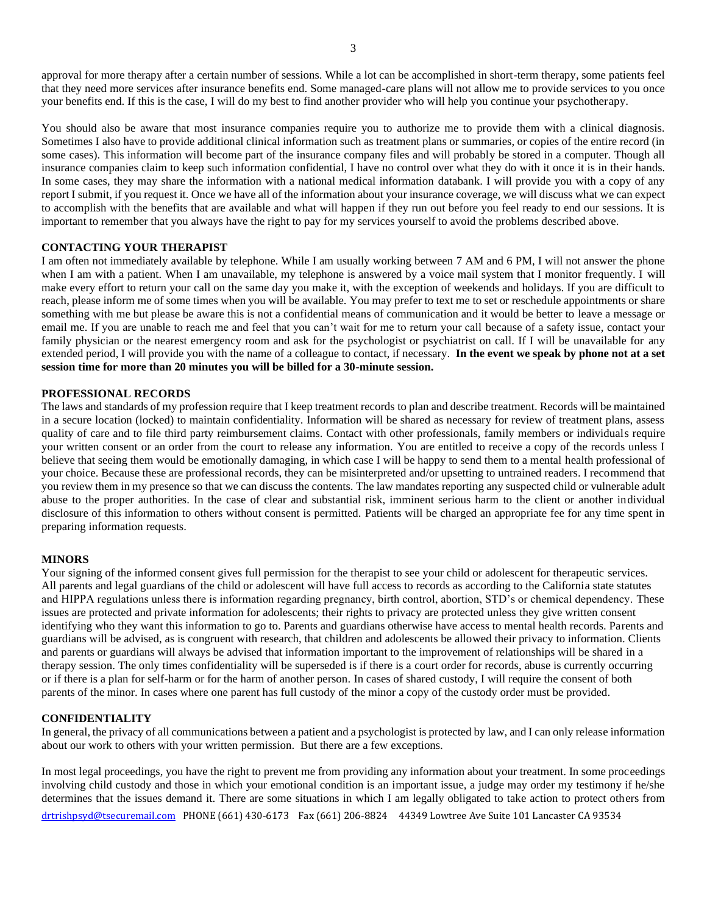approval for more therapy after a certain number of sessions. While a lot can be accomplished in short-term therapy, some patients feel that they need more services after insurance benefits end. Some managed-care plans will not allow me to provide services to you once your benefits end. If this is the case, I will do my best to find another provider who will help you continue your psychotherapy.

You should also be aware that most insurance companies require you to authorize me to provide them with a clinical diagnosis. Sometimes I also have to provide additional clinical information such as treatment plans or summaries, or copies of the entire record (in some cases). This information will become part of the insurance company files and will probably be stored in a computer. Though all insurance companies claim to keep such information confidential, I have no control over what they do with it once it is in their hands. In some cases, they may share the information with a national medical information databank. I will provide you with a copy of any report I submit, if you request it. Once we have all of the information about your insurance coverage, we will discuss what we can expect to accomplish with the benefits that are available and what will happen if they run out before you feel ready to end our sessions. It is important to remember that you always have the right to pay for my services yourself to avoid the problems described above.

## CONTACTING YOUR THERAPIST

I am often not immediately available by telephone. While I am usually working between 7 AM and 6 PM, I will not answer the phone when I am with a patient. When I am unavailable, my telephone is answered by a voice mail system that I monitor frequently. I will make every effort to return your call on the same day you make it, with the exception of weekends and holidays. If you are difficult to reach, please inform me of some times when you will be available. You may prefer to text me to set or reschedule appointments or share something with me but please be aware this is not a confidential means of communication and it would be better to leave a message or email me. If you are unable to reach me and feel that you can't wait for me to return your call because of a safety issue, contact your family physician or the nearest emergency room and ask for the psychologist or psychiatrist on call. If I will be unavailable for any extended period, I will provide you with the name of a colleague to contact, if necessary. **In the event we speak by phone not at a set session time for more than 20 minutes you will be billed for a 30-minute session.**

## PROFESSIONAL RECORDS

The laws and standards of my profession require that I keep treatment records to plan and describe treatment. Records will be maintained in a secure location (locked) to maintain confidentiality. Information will be shared as necessary for review of treatment plans, assess quality of care and to file third party reimbursement claims. Contact with other professionals, family members or individuals require your written consent or an order from the court to release any information. You are entitled to receive a copy of the records unless I believe that seeing them would be emotionally damaging, in which case I will be happy to send them to a mental health professional of your choice. Because these are professional records, they can be misinterpreted and/or upsetting to untrained readers. I recommend that you review them in my presence so that we can discuss the contents. The law mandates reporting any suspected child or vulnerable adult abuse to the proper authorities. In the case of clear and substantial risk, imminent serious harm to the client or another individual disclosure of this information to others without consent is permitted. Patients will be charged an appropriate fee for any time spent in preparing information requests.

## MINORS

Your signing of the informed consent gives full permission for the therapist to see your child or adolescent for therapeutic services. All parents and legal guardians of the child or adolescent will have full access to records as according to the California state statutes and HIPPA regulations unless there is information regarding pregnancy, birth control, abortion, STD's or chemical dependency. These issues are protected and private information for adolescents; their rights to privacy are protected unless they give written consent identifying who they want this information to go to. Parents and guardians otherwise have access to mental health records. Parents and guardians will be advised, as is congruent with research, that children and adolescents be allowed their privacy to information. Clients and parents or guardians will always be advised that information important to the improvement of relationships will be shared in a therapy session. The only times confidentiality will be superseded is if there is a court order for records, abuse is currently occurring or if there is a plan for self-harm or for the harm of another person. In cases of shared custody, I will require the consent of both parents of the minor. In cases where one parent has full custody of the minor a copy of the custody order must be provided.

## CONFIDENTIALITY

In general, the privacy of all communications between a patient and a psychologist is protected by law, and I can only release information about our work to others with your written permission. But there are a few exceptions.

In most legal proceedings, you have the right to prevent me from providing any information about your treatment. In some proceedings involving child custody and those in which your emotional condition is an important issue, a judge may order my testimony if he/she determines that the issues demand it. There are some situations in which I am legally obligated to take action to protect others from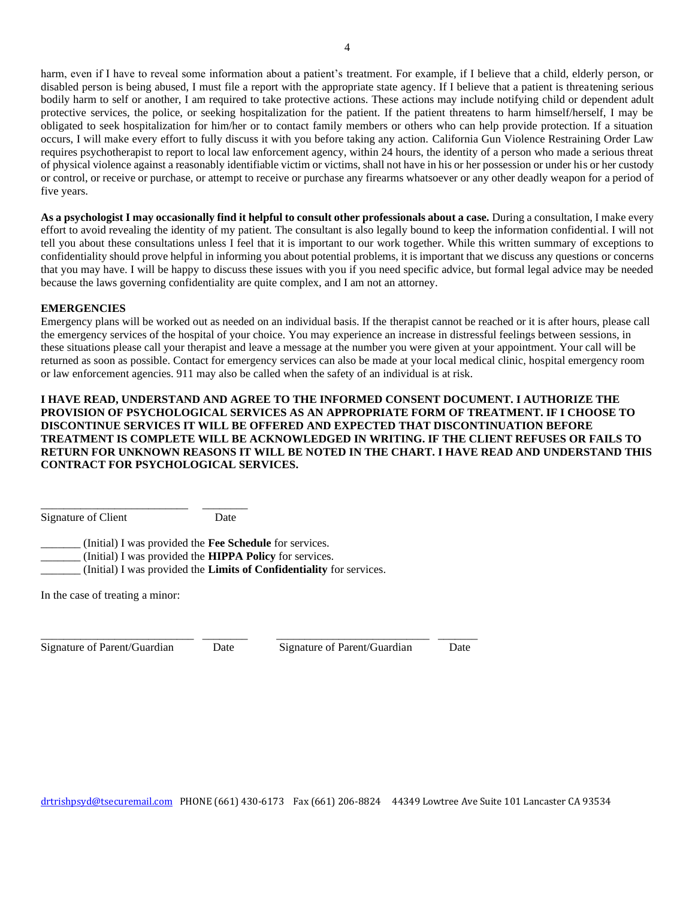harm, even if I have to reveal some information about a patient's treatment. For example, if I believe that a child, elderly person, or disabled person is being abused, I must file a report with the appropriate state agency. If I believe that a patient is threatening serious bodily harm to self or another, I am required to take protective actions. These actions may include notifying child or dependent adult protective services, the police, or seeking hospitalization for the patient. If the patient threatens to harm himself/herself, I may be obligated to seek hospitalization for him/her or to contact family members or others who can help provide protection. If a situation occurs, I will make every effort to fully discuss it with you before taking any action. California Gun Violence Restraining Order Law requires psychotherapist to report to local law enforcement agency, within 24 hours, the identity of a person who made a serious threat of physical violence against a reasonably identifiable victim or victims, shall not have in his or her possession or under his or her custody or control, or receive or purchase, or attempt to receive or purchase any firearms whatsoever or any other deadly weapon for a period of five years.

**As a psychologist I may occasionally find it helpful to consult other professionals about a case.** During a consultation, I make every effort to avoid revealing the identity of my patient. The consultant is also legally bound to keep the information confidential. I will not tell you about these consultations unless I feel that it is important to our work together. While this written summary of exceptions to confidentiality should prove helpful in informing you about potential problems, it is important that we discuss any questions or concerns that you may have. I will be happy to discuss these issues with you if you need specific advice, but formal legal advice may be needed because the laws governing confidentiality are quite complex, and I am not an attorney.

**EMERGENCIES**

Emergency plans will be worked out as needed on an individual basis. If the therapist cannot be reached or it is after hours, please call the emergency services of the hospital of your choice. You may experience an increase in distressful feelings between sessions, in these situations please call your therapist and leave a message at the number you were given at your appointment. Your call will be returned as soon as possible. Contact for emergency services can also be made at your local medical clinic, hospital emergency room or law enforcement agencies. 911 may also be called when the safety of an individual is at risk.

**I HAVE READ, UNDERSTAND AND AGREE TO THE INFORMED CONSENT DOCUMENT. I AUTHORIZE THE PROVISION OF PSYCHOLOGICAL SERVICES AS AN APPROPRIATE FORM OF TREATMENT. IF I CHOOSE TO DISCONTINUE SERVICES IT WILL BE OFFERED AND EXPECTED THAT DISCONTINUATION BEFORE TREATMENT IS COMPLETE WILL BE ACKNOWLEDGED IN WRITING. IF THE CLIENT REFUSES OR FAILS TO RETURN FOR UNKNOWN REASONS IT WILL BE NOTED IN THE CHART. I HAVE READ AND UNDERSTAND THIS CONTRACT FOR PSYCHOLOGICAL SERVICES.**

_________________________ ________
Signature of Client Date

_______ (Initial) I was provided the **Fee Schedule** for services.
_______ (Initial) I was provided the **HIPPA Policy** for services.
_______ (Initial) I was provided the **Limits of Confidentiality** for services.

In the case of treating a minor:

__________________________ ________ __________________________ _______
Signature of Parent/Guardian Date Signature of Parent/Guardian Date

drtrishpsyd@tsecuremail.com PHONE (661) 430-6173 Fax (661) 206-8824 44349 Lowtree Ave Suite 101 Lancaster CA 93534